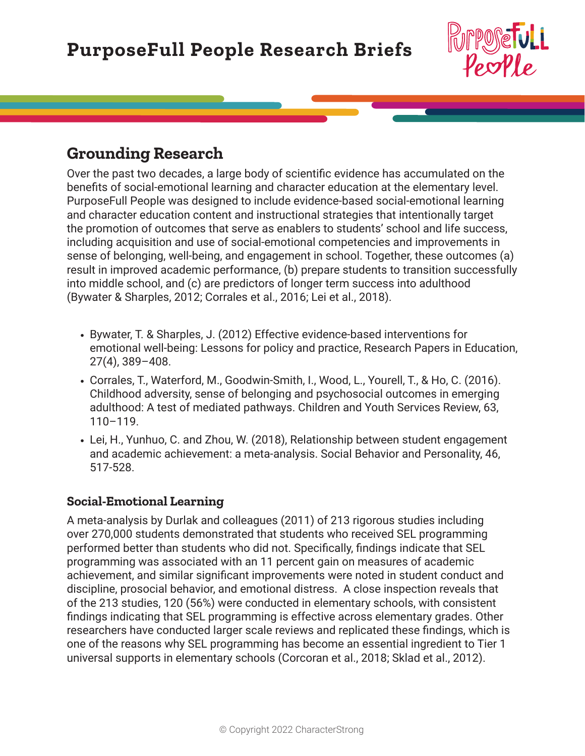# PurposeFull People Research Briefs

## Grounding Research

Over the past two decades, a large body of scientific evidence has accumulated on the benefits of social-emotional learning and character education at the elementary level. PurposeFull People was designed to include evidence-based social-emotional learning and character education content and instructional strategies that intentionally target the promotion of outcomes that serve as enablers to students' school and life success, including acquisition and use of social-emotional competencies and improvements in sense of belonging, well-being, and engagement in school. Together, these outcomes (a) result in improved academic performance, (b) prepare students to transition successfully into middle school, and (c) are predictors of longer term success into adulthood (Bywater & Sharples, 2012; Corrales et al., 2016; Lei et al., 2018).

- Bywater, T. & Sharples, J. (2012) Effective evidence-based interventions for emotional well-being: Lessons for policy and practice, Research Papers in Education, 27(4), 389–408.
- Corrales, T., Waterford, M., Goodwin-Smith, I., Wood, L., Yourell, T., & Ho, C. (2016). Childhood adversity, sense of belonging and psychosocial outcomes in emerging adulthood: A test of mediated pathways. Children and Youth Services Review, 63, 110–119.
- Lei, H., Yunhuo, C. and Zhou, W. (2018), Relationship between student engagement and academic achievement: a meta-analysis. Social Behavior and Personality, 46, 517-528.

### Social-Emotional Learning

A meta-analysis by Durlak and colleagues (2011) of 213 rigorous studies including over 270,000 students demonstrated that students who received SEL programming performed better than students who did not. Specifically, findings indicate that SEL programming was associated with an 11 percent gain on measures of academic achievement, and similar significant improvements were noted in student conduct and discipline, prosocial behavior, and emotional distress. A close inspection reveals that of the 213 studies, 120 (56%) were conducted in elementary schools, with consistent findings indicating that SEL programming is effective across elementary grades. Other researchers have conducted larger scale reviews and replicated these findings, which is one of the reasons why SEL programming has become an essential ingredient to Tier 1 universal supports in elementary schools (Corcoran et al., 2018; Sklad et al., 2012).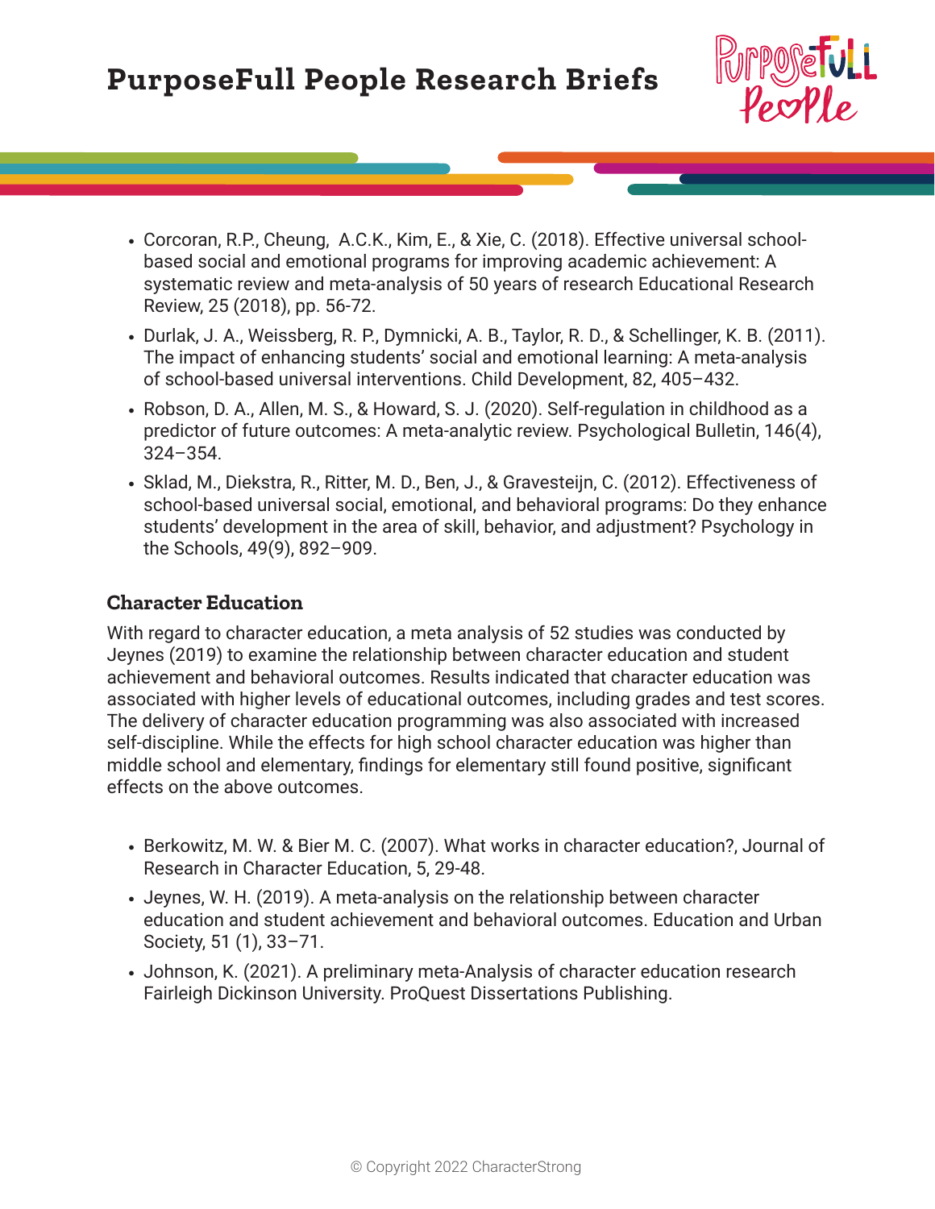- Corcoran, R.P., Cheung,  A.C.K., Kim, E., & Xie, C. (2018). Effective universal school-based social and emotional programs for improving academic achievement: A systematic review and meta-analysis of 50 years of research Educational Research Review, 25 (2018), pp. 56-72.
- Durlak, J. A., Weissberg, R. P., Dymnicki, A. B., Taylor, R. D., & Schellinger, K. B. (2011). The impact of enhancing students' social and emotional learning: A meta-analysis of school-based universal interventions. Child Development, 82, 405–432.
- Robson, D. A., Allen, M. S., & Howard, S. J. (2020). Self-regulation in childhood as a predictor of future outcomes: A meta-analytic review. Psychological Bulletin, 146(4), 324–354.
- Sklad, M., Diekstra, R., Ritter, M. D., Ben, J., & Gravesteijn, C. (2012). Effectiveness of school-based universal social, emotional, and behavioral programs: Do they enhance students' development in the area of skill, behavior, and adjustment? Psychology in the Schools, 49(9), 892–909.

### Character Education

With regard to character education, a meta analysis of 52 studies was conducted by Jeynes (2019) to examine the relationship between character education and student achievement and behavioral outcomes. Results indicated that character education was associated with higher levels of educational outcomes, including grades and test scores. The delivery of character education programming was also associated with increased self-discipline. While the effects for high school character education was higher than middle school and elementary, findings for elementary still found positive, significant effects on the above outcomes.

- Berkowitz, M. W. & Bier M. C. (2007). What works in character education?, Journal of Research in Character Education, 5, 29-48.
- Jeynes, W. H. (2019). A meta-analysis on the relationship between character education and student achievement and behavioral outcomes. Education and Urban Society, 51 (1), 33–71.
- Johnson, K. (2021). A preliminary meta-Analysis of character education research Fairleigh Dickinson University. ProQuest Dissertations Publishing.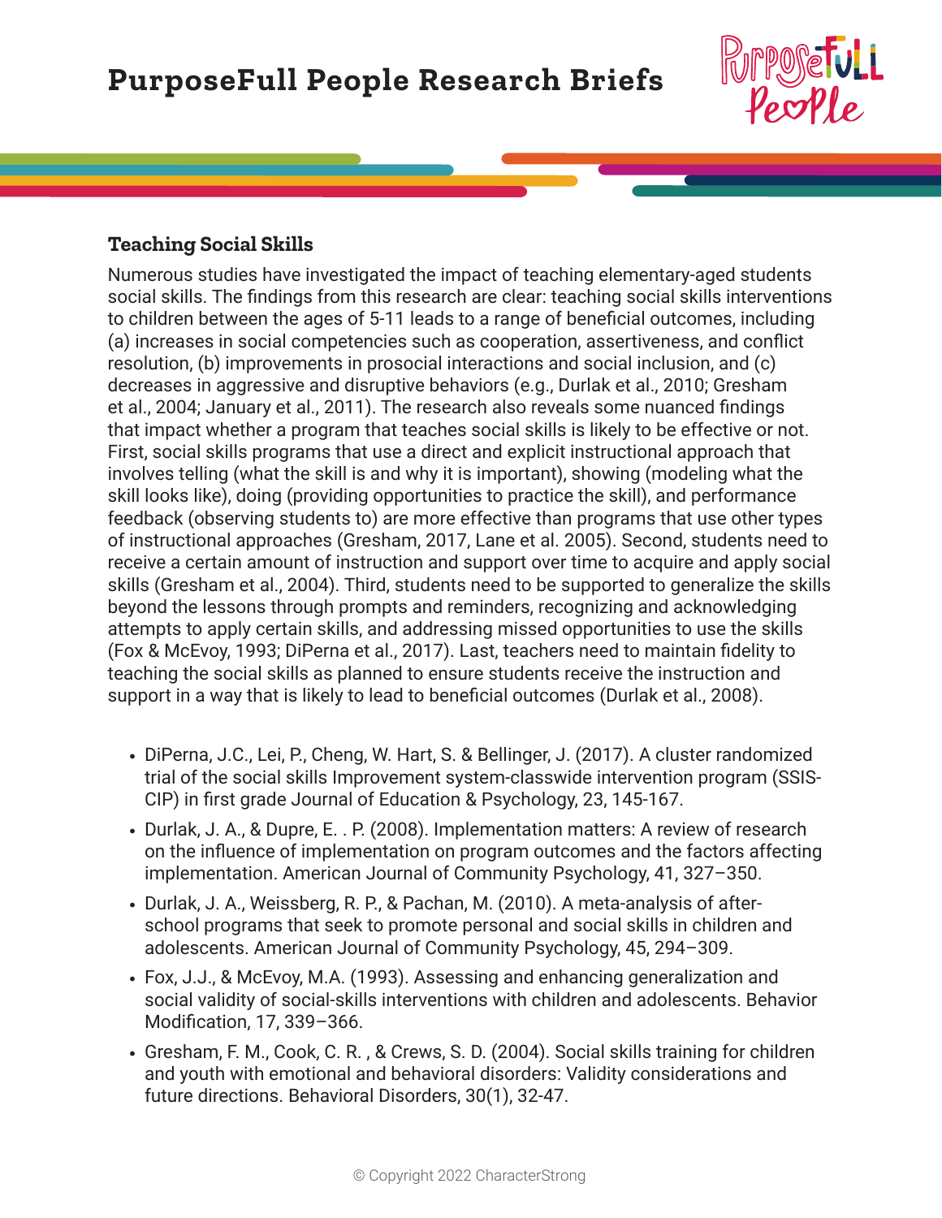# PurposeFull People Research Briefs

### Teaching Social Skills

Numerous studies have investigated the impact of teaching elementary-aged students social skills. The findings from this research are clear: teaching social skills interventions to children between the ages of 5-11 leads to a range of beneficial outcomes, including (a) increases in social competencies such as cooperation, assertiveness, and conflict resolution, (b) improvements in prosocial interactions and social inclusion, and (c) decreases in aggressive and disruptive behaviors (e.g., Durlak et al., 2010; Gresham et al., 2004; January et al., 2011). The research also reveals some nuanced findings that impact whether a program that teaches social skills is likely to be effective or not. First, social skills programs that use a direct and explicit instructional approach that involves telling (what the skill is and why it is important), showing (modeling what the skill looks like), doing (providing opportunities to practice the skill), and performance feedback (observing students to) are more effective than programs that use other types of instructional approaches (Gresham, 2017, Lane et al. 2005). Second, students need to receive a certain amount of instruction and support over time to acquire and apply social skills (Gresham et al., 2004). Third, students need to be supported to generalize the skills beyond the lessons through prompts and reminders, recognizing and acknowledging attempts to apply certain skills, and addressing missed opportunities to use the skills (Fox & McEvoy, 1993; DiPerna et al., 2017). Last, teachers need to maintain fidelity to teaching the social skills as planned to ensure students receive the instruction and support in a way that is likely to lead to beneficial outcomes (Durlak et al., 2008).

- DiPerna, J.C., Lei, P., Cheng, W. Hart, S. & Bellinger, J. (2017). A cluster randomized trial of the social skills Improvement system-classwide intervention program (SSIS-CIP) in first grade Journal of Education & Psychology, 23, 145-167.
- Durlak, J. A., & Dupre, E. . P. (2008). Implementation matters: A review of research on the influence of implementation on program outcomes and the factors affecting implementation. American Journal of Community Psychology, 41, 327–350.
- Durlak, J. A., Weissberg, R. P., & Pachan, M. (2010). A meta-analysis of after-school programs that seek to promote personal and social skills in children and adolescents. American Journal of Community Psychology, 45, 294–309.
- Fox, J.J., & McEvoy, M.A. (1993). Assessing and enhancing generalization and social validity of social-skills interventions with children and adolescents. Behavior Modification, 17, 339–366.
- Gresham, F. M., Cook, C. R. , & Crews, S. D. (2004). Social skills training for children and youth with emotional and behavioral disorders: Validity considerations and future directions. Behavioral Disorders, 30(1), 32-47.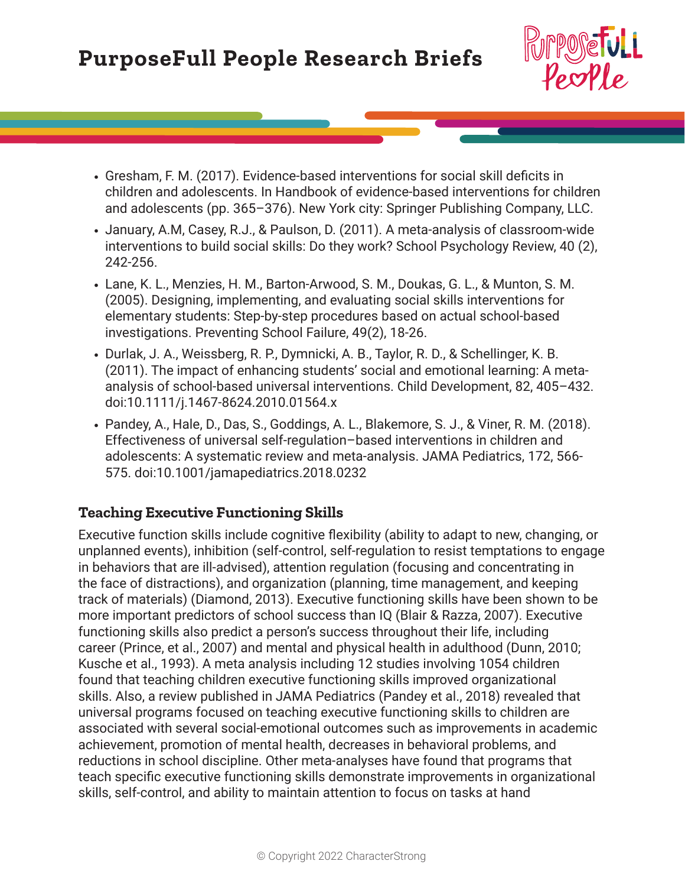- Gresham, F. M. (2017). Evidence-based interventions for social skill deficits in children and adolescents. In Handbook of evidence-based interventions for children and adolescents (pp. 365–376). New York city: Springer Publishing Company, LLC.
- January, A.M, Casey, R.J., & Paulson, D. (2011). A meta-analysis of classroom-wide interventions to build social skills: Do they work? School Psychology Review, 40 (2), 242-256.
- Lane, K. L., Menzies, H. M., Barton-Arwood, S. M., Doukas, G. L., & Munton, S. M. (2005). Designing, implementing, and evaluating social skills interventions for elementary students: Step-by-step procedures based on actual school-based investigations. Preventing School Failure, 49(2), 18-26.
- Durlak, J. A., Weissberg, R. P., Dymnicki, A. B., Taylor, R. D., & Schellinger, K. B. (2011). The impact of enhancing students' social and emotional learning: A meta-analysis of school-based universal interventions. Child Development, 82, 405–432. doi:10.1111/j.1467-8624.2010.01564.x
- Pandey, A., Hale, D., Das, S., Goddings, A. L., Blakemore, S. J., & Viner, R. M. (2018). Effectiveness of universal self-regulation–based interventions in children and adolescents: A systematic review and meta-analysis. JAMA Pediatrics, 172, 566-575. doi:10.1001/jamapediatrics.2018.0232

### Teaching Executive Functioning Skills

Executive function skills include cognitive flexibility (ability to adapt to new, changing, or unplanned events), inhibition (self-control, self-regulation to resist temptations to engage in behaviors that are ill-advised), attention regulation (focusing and concentrating in the face of distractions), and organization (planning, time management, and keeping track of materials) (Diamond, 2013). Executive functioning skills have been shown to be more important predictors of school success than IQ (Blair & Razza, 2007). Executive functioning skills also predict a person's success throughout their life, including career (Prince, et al., 2007) and mental and physical health in adulthood (Dunn, 2010; Kusche et al., 1993). A meta analysis including 12 studies involving 1054 children found that teaching children executive functioning skills improved organizational skills. Also, a review published in JAMA Pediatrics (Pandey et al., 2018) revealed that universal programs focused on teaching executive functioning skills to children are associated with several social-emotional outcomes such as improvements in academic achievement, promotion of mental health, decreases in behavioral problems, and reductions in school discipline. Other meta-analyses have found that programs that teach specific executive functioning skills demonstrate improvements in organizational skills, self-control, and ability to maintain attention to focus on tasks at hand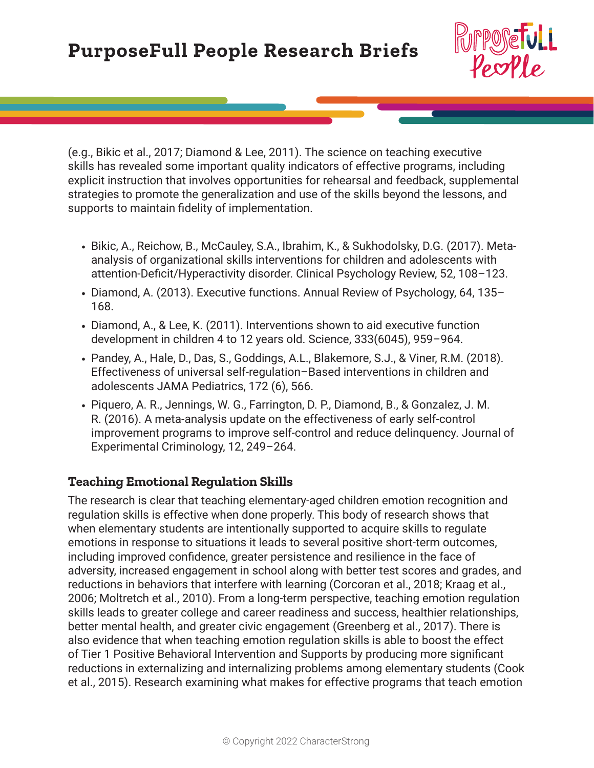(e.g., Bikic et al., 2017; Diamond & Lee, 2011). The science on teaching executive skills has revealed some important quality indicators of effective programs, including explicit instruction that involves opportunities for rehearsal and feedback, supplemental strategies to promote the generalization and use of the skills beyond the lessons, and supports to maintain fidelity of implementation.

- Bikic, A., Reichow, B., McCauley, S.A., Ibrahim, K., & Sukhodolsky, D.G. (2017). Meta-analysis of organizational skills interventions for children and adolescents with attention-Deficit/Hyperactivity disorder. Clinical Psychology Review, 52, 108–123.
- Diamond, A. (2013). Executive functions. Annual Review of Psychology, 64, 135–168.
- Diamond, A., & Lee, K. (2011). Interventions shown to aid executive function development in children 4 to 12 years old. Science, 333(6045), 959–964.
- Pandey, A., Hale, D., Das, S., Goddings, A.L., Blakemore, S.J., & Viner, R.M. (2018). Effectiveness of universal self-regulation–Based interventions in children and adolescents JAMA Pediatrics, 172 (6), 566.
- Piquero, A. R., Jennings, W. G., Farrington, D. P., Diamond, B., & Gonzalez, J. M. R. (2016). A meta-analysis update on the effectiveness of early self-control improvement programs to improve self-control and reduce delinquency. Journal of Experimental Criminology, 12, 249–264.

### Teaching Emotional Regulation Skills

The research is clear that teaching elementary-aged children emotion recognition and regulation skills is effective when done properly. This body of research shows that when elementary students are intentionally supported to acquire skills to regulate emotions in response to situations it leads to several positive short-term outcomes, including improved confidence, greater persistence and resilience in the face of adversity, increased engagement in school along with better test scores and grades, and reductions in behaviors that interfere with learning (Corcoran et al., 2018; Kraag et al., 2006; Moltretch et al., 2010). From a long-term perspective, teaching emotion regulation skills leads to greater college and career readiness and success, healthier relationships, better mental health, and greater civic engagement (Greenberg et al., 2017). There is also evidence that when teaching emotion regulation skills is able to boost the effect of Tier 1 Positive Behavioral Intervention and Supports by producing more significant reductions in externalizing and internalizing problems among elementary students (Cook et al., 2015). Research examining what makes for effective programs that teach emotion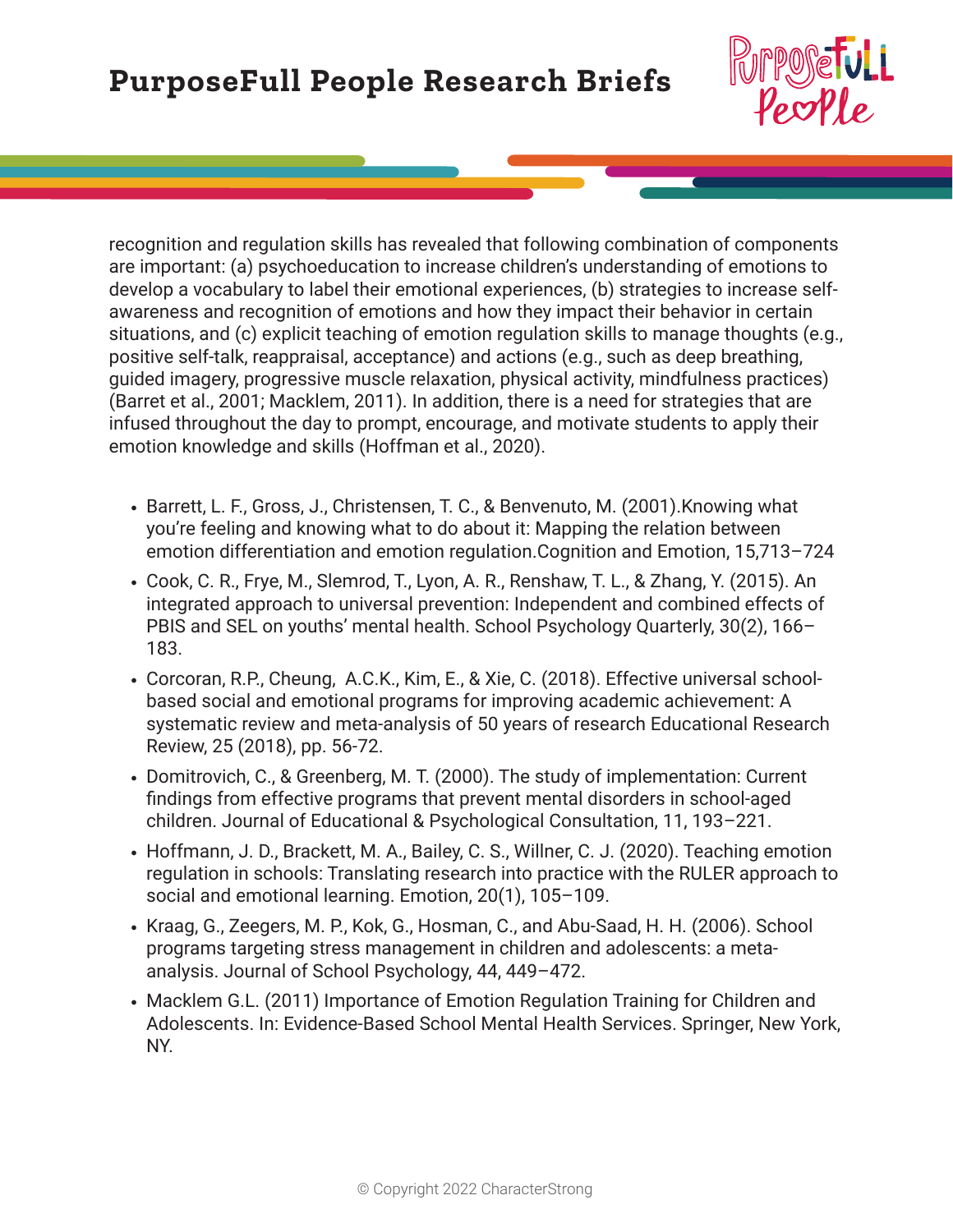recognition and regulation skills has revealed that following combination of components are important: (a) psychoeducation to increase children's understanding of emotions to develop a vocabulary to label their emotional experiences, (b) strategies to increase self-awareness and recognition of emotions and how they impact their behavior in certain situations, and (c) explicit teaching of emotion regulation skills to manage thoughts (e.g., positive self-talk, reappraisal, acceptance) and actions (e.g., such as deep breathing, guided imagery, progressive muscle relaxation, physical activity, mindfulness practices) (Barret et al., 2001; Macklem, 2011). In addition, there is a need for strategies that are infused throughout the day to prompt, encourage, and motivate students to apply their emotion knowledge and skills (Hoffman et al., 2020).

- Barrett, L. F., Gross, J., Christensen, T. C., & Benvenuto, M. (2001).Knowing what you're feeling and knowing what to do about it: Mapping the relation between emotion differentiation and emotion regulation.Cognition and Emotion, 15,713–724
- Cook, C. R., Frye, M., Slemrod, T., Lyon, A. R., Renshaw, T. L., & Zhang, Y. (2015). An integrated approach to universal prevention: Independent and combined effects of PBIS and SEL on youths' mental health. School Psychology Quarterly, 30(2), 166–183.
- Corcoran, R.P., Cheung, A.C.K., Kim, E., & Xie, C. (2018). Effective universal school-based social and emotional programs for improving academic achievement: A systematic review and meta-analysis of 50 years of research Educational Research Review, 25 (2018), pp. 56-72.
- Domitrovich, C., & Greenberg, M. T. (2000). The study of implementation: Current findings from effective programs that prevent mental disorders in school-aged children. Journal of Educational & Psychological Consultation, 11, 193–221.
- Hoffmann, J. D., Brackett, M. A., Bailey, C. S., Willner, C. J. (2020). Teaching emotion regulation in schools: Translating research into practice with the RULER approach to social and emotional learning. Emotion, 20(1), 105–109.
- Kraag, G., Zeegers, M. P., Kok, G., Hosman, C., and Abu-Saad, H. H. (2006). School programs targeting stress management in children and adolescents: a meta-analysis. Journal of School Psychology, 44, 449–472.
- Macklem G.L. (2011) Importance of Emotion Regulation Training for Children and Adolescents. In: Evidence-Based School Mental Health Services. Springer, New York, NY.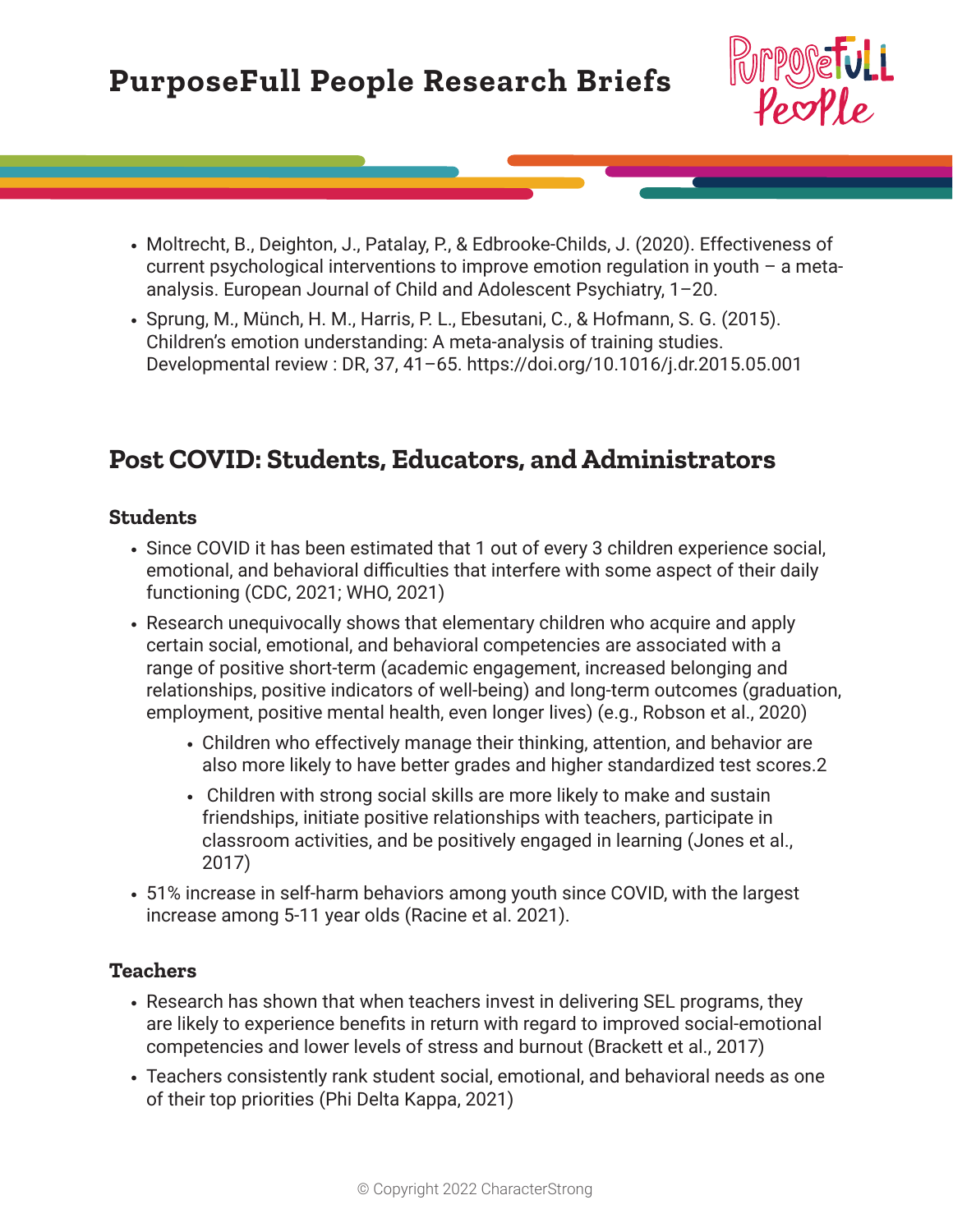- Moltrecht, B., Deighton, J., Patalay, P., & Edbrooke-Childs, J. (2020). Effectiveness of current psychological interventions to improve emotion regulation in youth – a meta-analysis. European Journal of Child and Adolescent Psychiatry, 1–20.
- Sprung, M., Münch, H. M., Harris, P. L., Ebesutani, C., & Hofmann, S. G. (2015). Children's emotion understanding: A meta-analysis of training studies. Developmental review : DR, 37, 41–65. https://doi.org/10.1016/j.dr.2015.05.001

## Post COVID: Students, Educators, and Administrators

### Students

- Since COVID it has been estimated that 1 out of every 3 children experience social, emotional, and behavioral difficulties that interfere with some aspect of their daily functioning (CDC, 2021; WHO, 2021)
- Research unequivocally shows that elementary children who acquire and apply certain social, emotional, and behavioral competencies are associated with a range of positive short-term (academic engagement, increased belonging and relationships, positive indicators of well-being) and long-term outcomes (graduation, employment, positive mental health, even longer lives) (e.g., Robson et al., 2020)
    - Children who effectively manage their thinking, attention, and behavior are also more likely to have better grades and higher standardized test scores.2
    - Children with strong social skills are more likely to make and sustain friendships, initiate positive relationships with teachers, participate in classroom activities, and be positively engaged in learning (Jones et al., 2017)
- 51% increase in self-harm behaviors among youth since COVID, with the largest increase among 5-11 year olds (Racine et al. 2021).

### Teachers

- Research has shown that when teachers invest in delivering SEL programs, they are likely to experience benefits in return with regard to improved social-emotional competencies and lower levels of stress and burnout (Brackett et al., 2017)
- Teachers consistently rank student social, emotional, and behavioral needs as one of their top priorities (Phi Delta Kappa, 2021)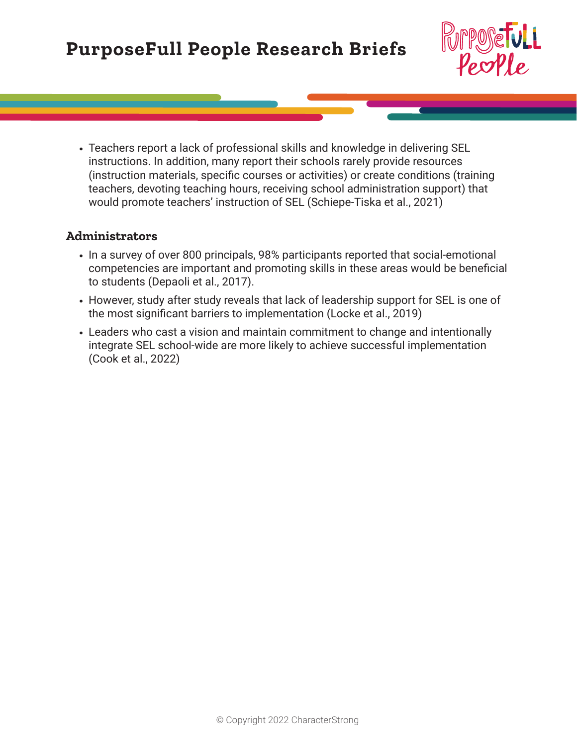- Teachers report a lack of professional skills and knowledge in delivering SEL instructions. In addition, many report their schools rarely provide resources (instruction materials, specific courses or activities) or create conditions (training teachers, devoting teaching hours, receiving school administration support) that would promote teachers' instruction of SEL (Schiepe-Tiska et al., 2021)

### Administrators

- In a survey of over 800 principals, 98% participants reported that social-emotional competencies are important and promoting skills in these areas would be beneficial to students (Depaoli et al., 2017).
- However, study after study reveals that lack of leadership support for SEL is one of the most significant barriers to implementation (Locke et al., 2019)
- Leaders who cast a vision and maintain commitment to change and intentionally integrate SEL school-wide are more likely to achieve successful implementation (Cook et al., 2022)